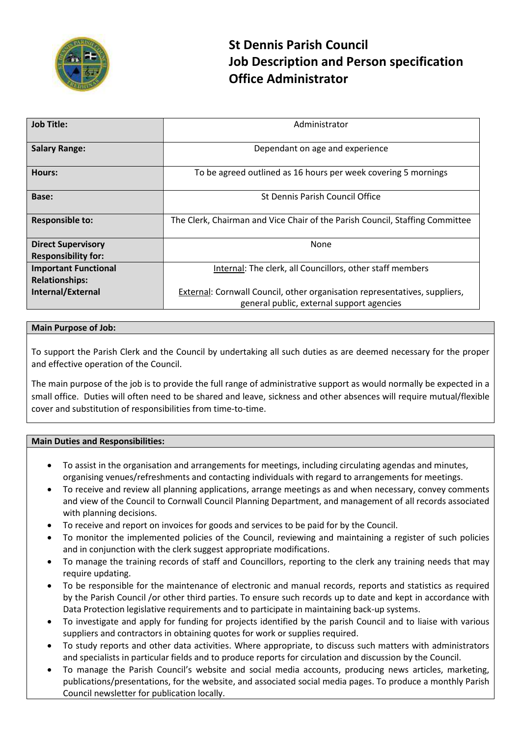# St Dennis Parish Council
# Job Description and Person specification
# Office Administrator

| | |
|---|---|
| **Job Title:** | Administrator |
| **Salary Range:** | Dependant on age and experience |
| **Hours:** | To be agreed outlined as 16 hours per week covering 5 mornings |
| **Base:** | St Dennis Parish Council Office |
| **Responsible to:** | The Clerk, Chairman and Vice Chair of the Parish Council, Staffing Committee |
| **Direct Supervisory Responsibility for:** | None |
| **Important Functional Relationships: Internal/External** | Internal: The clerk, all Councillors, other staff members<br><br>External: Cornwall Council, other organisation representatives, suppliers, general public, external support agencies |

**Main Purpose of Job:**

To support the Parish Clerk and the Council by undertaking all such duties as are deemed necessary for the proper and effective operation of the Council.

The main purpose of the job is to provide the full range of administrative support as would normally be expected in a small office. Duties will often need to be shared and leave, sickness and other absences will require mutual/flexible cover and substitution of responsibilities from time-to-time.

**Main Duties and Responsibilities:**

- To assist in the organisation and arrangements for meetings, including circulating agendas and minutes, organising venues/refreshments and contacting individuals with regard to arrangements for meetings.
- To receive and review all planning applications, arrange meetings as and when necessary, convey comments and view of the Council to Cornwall Council Planning Department, and management of all records associated with planning decisions.
- To receive and report on invoices for goods and services to be paid for by the Council.
- To monitor the implemented policies of the Council, reviewing and maintaining a register of such policies and in conjunction with the clerk suggest appropriate modifications.
- To manage the training records of staff and Councillors, reporting to the clerk any training needs that may require updating.
- To be responsible for the maintenance of electronic and manual records, reports and statistics as required by the Parish Council /or other third parties. To ensure such records up to date and kept in accordance with Data Protection legislative requirements and to participate in maintaining back-up systems.
- To investigate and apply for funding for projects identified by the parish Council and to liaise with various suppliers and contractors in obtaining quotes for work or supplies required.
- To study reports and other data activities. Where appropriate, to discuss such matters with administrators and specialists in particular fields and to produce reports for circulation and discussion by the Council.
- To manage the Parish Council's website and social media accounts, producing news articles, marketing, publications/presentations, for the website, and associated social media pages. To produce a monthly Parish Council newsletter for publication locally.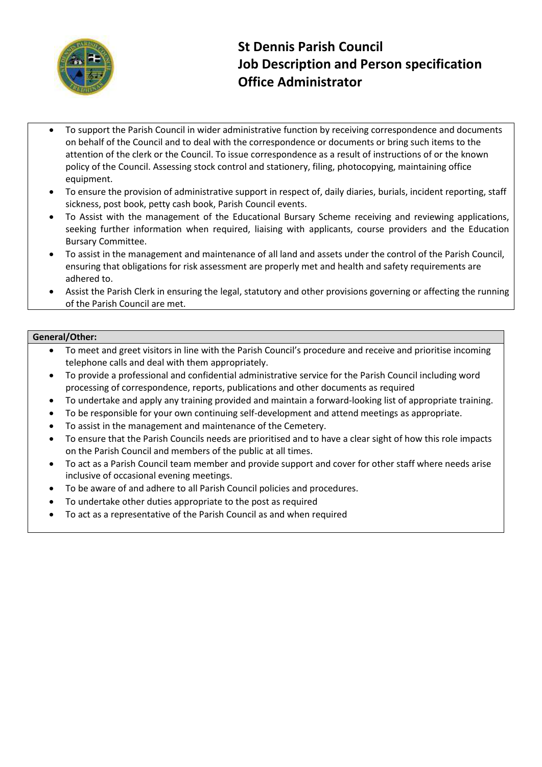# St Dennis Parish Council
# Job Description and Person specification
# Office Administrator

- To support the Parish Council in wider administrative function by receiving correspondence and documents on behalf of the Council and to deal with the correspondence or documents or bring such items to the attention of the clerk or the Council. To issue correspondence as a result of instructions of or the known policy of the Council. Assessing stock control and stationery, filing, photocopying, maintaining office equipment.
- To ensure the provision of administrative support in respect of, daily diaries, burials, incident reporting, staff sickness, post book, petty cash book, Parish Council events.
- To Assist with the management of the Educational Bursary Scheme receiving and reviewing applications, seeking further information when required, liaising with applicants, course providers and the Education Bursary Committee.
- To assist in the management and maintenance of all land and assets under the control of the Parish Council, ensuring that obligations for risk assessment are properly met and health and safety requirements are adhered to.
- Assist the Parish Clerk in ensuring the legal, statutory and other provisions governing or affecting the running of the Parish Council are met.

**General/Other:**

- To meet and greet visitors in line with the Parish Council's procedure and receive and prioritise incoming telephone calls and deal with them appropriately.
- To provide a professional and confidential administrative service for the Parish Council including word processing of correspondence, reports, publications and other documents as required
- To undertake and apply any training provided and maintain a forward-looking list of appropriate training.
- To be responsible for your own continuing self-development and attend meetings as appropriate.
- To assist in the management and maintenance of the Cemetery.
- To ensure that the Parish Councils needs are prioritised and to have a clear sight of how this role impacts on the Parish Council and members of the public at all times.
- To act as a Parish Council team member and provide support and cover for other staff where needs arise inclusive of occasional evening meetings.
- To be aware of and adhere to all Parish Council policies and procedures.
- To undertake other duties appropriate to the post as required
- To act as a representative of the Parish Council as and when required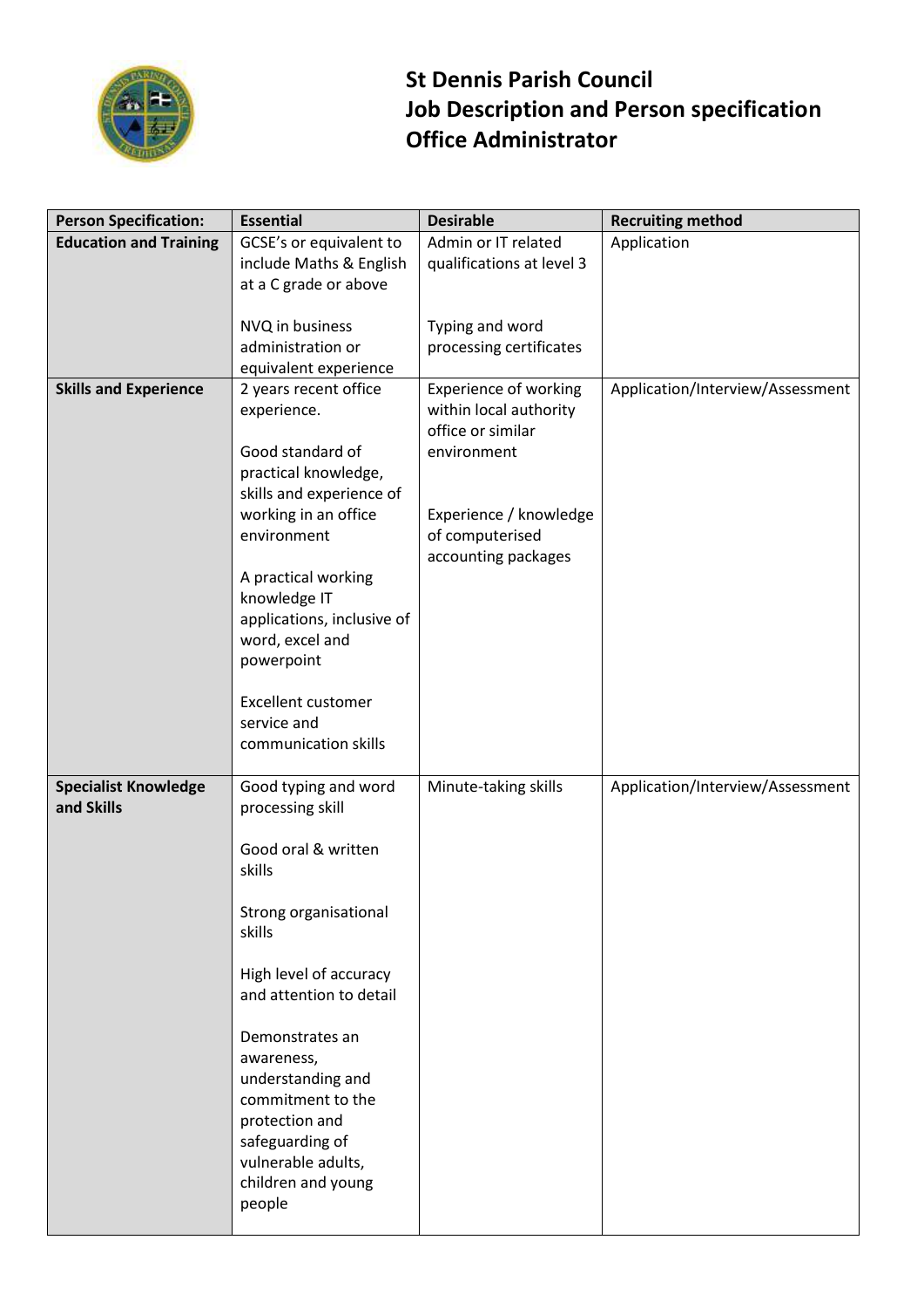# St Dennis Parish Council
# Job Description and Person specification
# Office Administrator

| Person Specification: | Essential | Desirable | Recruiting method |
|---|---|---|---|
| **Education and Training** | GCSE's or equivalent to include Maths & English at a C grade or above<br><br>NVQ in business administration or equivalent experience | Admin or IT related qualifications at level 3<br><br>Typing and word processing certificates | Application |
| **Skills and Experience** | 2 years recent office experience.<br><br>Good standard of practical knowledge, skills and experience of working in an office environment<br><br>A practical working knowledge IT applications, inclusive of word, excel and powerpoint<br><br>Excellent customer service and communication skills | Experience of working within local authority office or similar environment<br><br>Experience / knowledge of computerised accounting packages | Application/Interview/Assessment |
| **Specialist Knowledge and Skills** | Good typing and word processing skill<br><br>Good oral & written skills<br><br>Strong organisational skills<br><br>High level of accuracy and attention to detail<br><br>Demonstrates an awareness, understanding and commitment to the protection and safeguarding of vulnerable adults, children and young people | Minute-taking skills | Application/Interview/Assessment |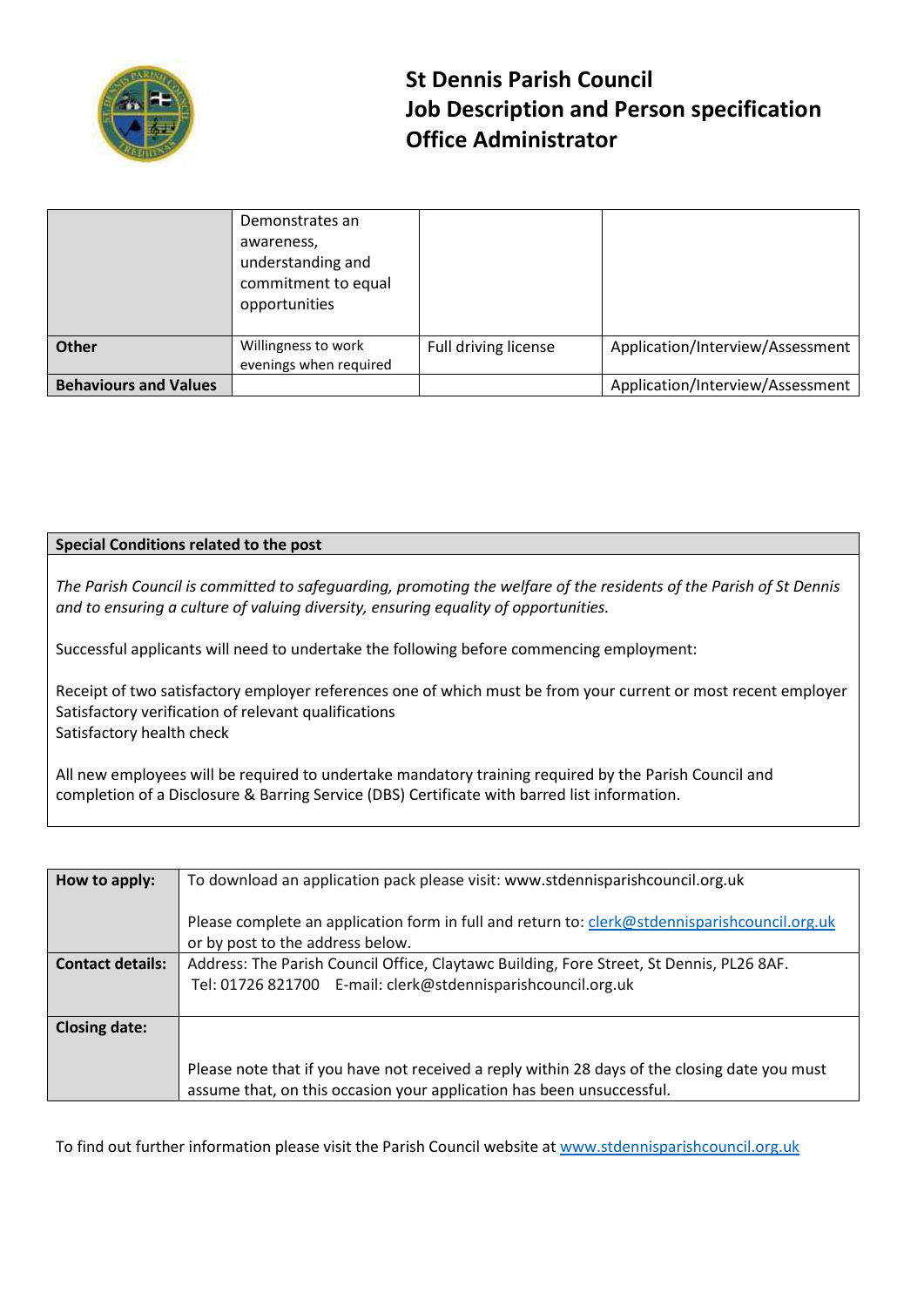# St Dennis Parish Council
# Job Description and Person specification
# Office Administrator

| | | | |
|---|---|---|---|
| | Demonstrates an awareness, understanding and commitment to equal opportunities | | |
| **Other** | Willingness to work evenings when required | Full driving license | Application/Interview/Assessment |
| **Behaviours and Values** | | | Application/Interview/Assessment |

| **Special Conditions related to the post** |
|---|
| *The Parish Council is committed to safeguarding, promoting the welfare of the residents of the Parish of St Dennis and to ensuring a culture of valuing diversity, ensuring equality of opportunities.*<br><br>Successful applicants will need to undertake the following before commencing employment:<br><br>Receipt of two satisfactory employer references one of which must be from your current or most recent employer<br>Satisfactory verification of relevant qualifications<br>Satisfactory health check<br><br>All new employees will be required to undertake mandatory training required by the Parish Council and completion of a Disclosure & Barring Service (DBS) Certificate with barred list information. |

| | |
|---|---|
| **How to apply:** | To download an application pack please visit: www.stdennisparishcouncil.org.uk<br><br>Please complete an application form in full and return to: clerk@stdennisparishcouncil.org.uk or by post to the address below. |
| **Contact details:** | Address: The Parish Council Office, Claytawc Building, Fore Street, St Dennis, PL26 8AF.<br>Tel: 01726 821700 E-mail: clerk@stdennisparishcouncil.org.uk |
| **Closing date:** | Please note that if you have not received a reply within 28 days of the closing date you must assume that, on this occasion your application has been unsuccessful. |

To find out further information please visit the Parish Council website at www.stdennisparishcouncil.org.uk